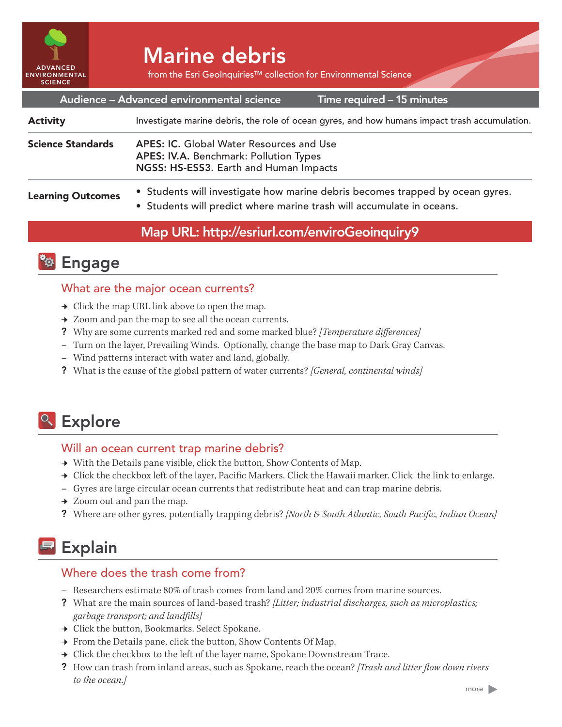ADVANCED ENVIRONMENTAL SCIENCE

# Marine debris

from the Esri GeoInquiries™ collection for Environmental Science

**Audience – Advanced environmental science** | **Time required – 15 minutes**

| | |
|---|---|
| **Activity** | Investigate marine debris, the role of ocean gyres, and how humans impact trash accumulation. |
| **Science Standards** | **APES: IC.** Global Water Resources and Use<br>**APES: IV.A.** Benchmark: Pollution Types<br>**NGSS: HS-ESS3.** Earth and Human Impacts |
| **Learning Outcomes** | • Students will investigate how marine debris becomes trapped by ocean gyres.<br>• Students will predict where marine trash will accumulate in oceans. |

**Map URL: http://esriurl.com/enviroGeoinquiry9**

## Engage

### What are the major ocean currents?

→ Click the map URL link above to open the map.
→ Zoom and pan the map to see all the ocean currents.
? Why are some currents marked red and some marked blue? *[Temperature differences]*
– Turn on the layer, Prevailing Winds. Optionally, change the base map to Dark Gray Canvas.
– Wind patterns interact with water and land, globally.
? What is the cause of the global pattern of water currents? *[General, continental winds]*

## Explore

### Will an ocean current trap marine debris?

→ With the Details pane visible, click the button, Show Contents of Map.
→ Click the checkbox left of the layer, Pacific Markers. Click the Hawaii marker. Click the link to enlarge.
– Gyres are large circular ocean currents that redistribute heat and can trap marine debris.
→ Zoom out and pan the map.
? Where are other gyres, potentially trapping debris? *[North & South Atlantic, South Pacific, Indian Ocean]*

## Explain

### Where does the trash come from?

– Researchers estimate 80% of trash comes from land and 20% comes from marine sources.
? What are the main sources of land-based trash? *[Litter; industrial discharges, such as microplastics; garbage transport; and landfills]*
→ Click the button, Bookmarks. Select Spokane.
→ From the Details pane, click the button, Show Contents Of Map.
→ Click the checkbox to the left of the layer name, Spokane Downstream Trace.
? How can trash from inland areas, such as Spokane, reach the ocean? *[Trash and litter flow down rivers to the ocean.]*

more ▶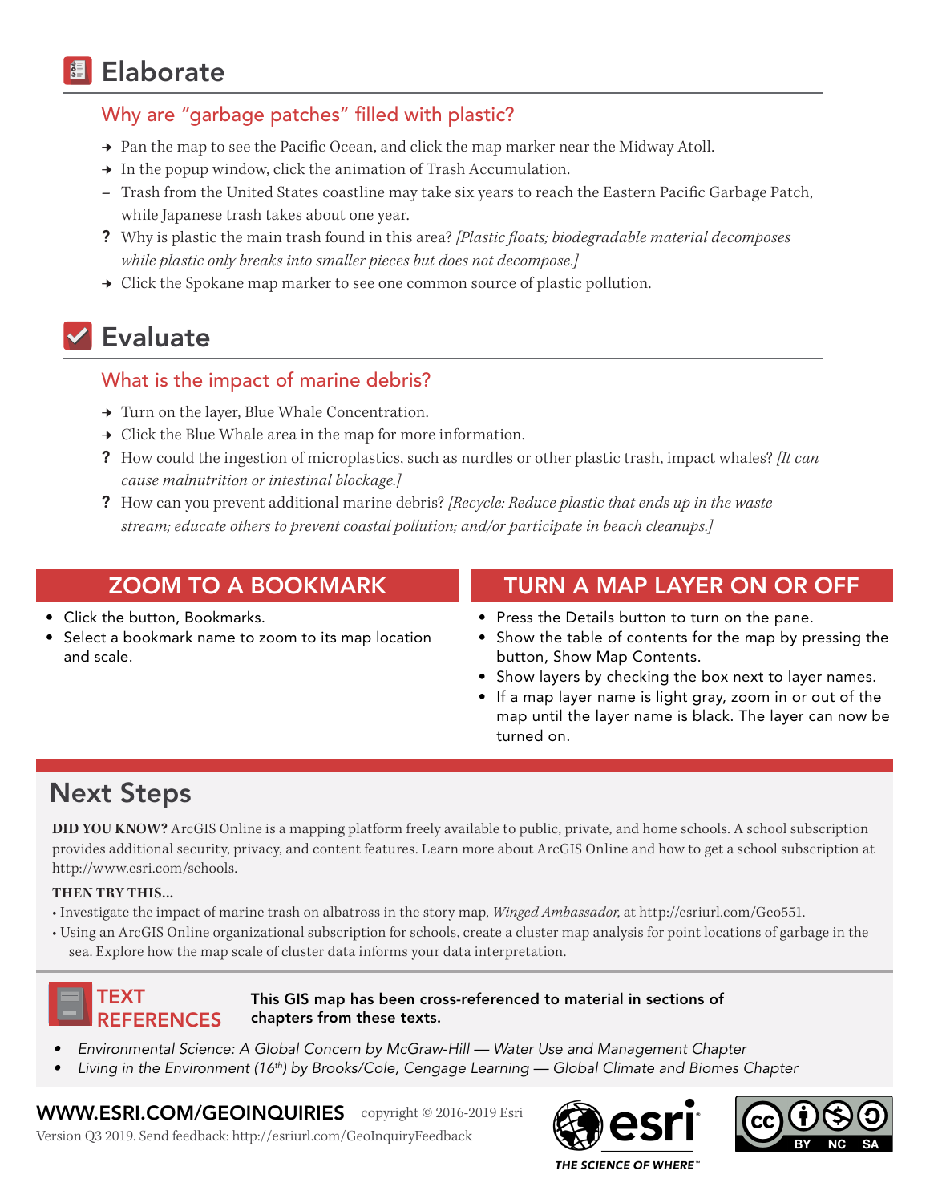## Elaborate

### Why are "garbage patches" filled with plastic?

→ Pan the map to see the Pacific Ocean, and click the map marker near the Midway Atoll.

→ In the popup window, click the animation of Trash Accumulation.

– Trash from the United States coastline may take six years to reach the Eastern Pacific Garbage Patch, while Japanese trash takes about one year.

? Why is plastic the main trash found in this area? *[Plastic floats; biodegradable material decomposes while plastic only breaks into smaller pieces but does not decompose.]*

→ Click the Spokane map marker to see one common source of plastic pollution.

## Evaluate

### What is the impact of marine debris?

→ Turn on the layer, Blue Whale Concentration.

→ Click the Blue Whale area in the map for more information.

? How could the ingestion of microplastics, such as nurdles or other plastic trash, impact whales? *[It can cause malnutrition or intestinal blockage.]*

? How can you prevent additional marine debris? *[Recycle: Reduce plastic that ends up in the waste stream; educate others to prevent coastal pollution; and/or participate in beach cleanups.]*

## ZOOM TO A BOOKMARK

- Click the button, Bookmarks.
- Select a bookmark name to zoom to its map location and scale.

## TURN A MAP LAYER ON OR OFF

- Press the Details button to turn on the pane.
- Show the table of contents for the map by pressing the button, Show Map Contents.
- Show layers by checking the box next to layer names.
- If a map layer name is light gray, zoom in or out of the map until the layer name is black. The layer can now be turned on.

## Next Steps

**DID YOU KNOW?** ArcGIS Online is a mapping platform freely available to public, private, and home schools. A school subscription provides additional security, privacy, and content features. Learn more about ArcGIS Online and how to get a school subscription at http://www.esri.com/schools.

**THEN TRY THIS...**

- Investigate the impact of marine trash on albatross in the story map, *Winged Ambassador*, at http://esriurl.com/Geo551.
- Using an ArcGIS Online organizational subscription for schools, create a cluster map analysis for point locations of garbage in the sea. Explore how the map scale of cluster data informs your data interpretation.

## TEXT REFERENCES

**This GIS map has been cross-referenced to material in sections of chapters from these texts.**

- *Environmental Science: A Global Concern by McGraw-Hill — Water Use and Management Chapter*
- *Living in the Environment (16th) by Brooks/Cole, Cengage Learning — Global Climate and Biomes Chapter*

**WWW.ESRI.COM/GEOINQUIRIES** copyright © 2016-2019 Esri

Version Q3 2019. Send feedback: http://esriurl.com/GeoInquiryFeedback

THE SCIENCE OF WHERE™

BY NC SA